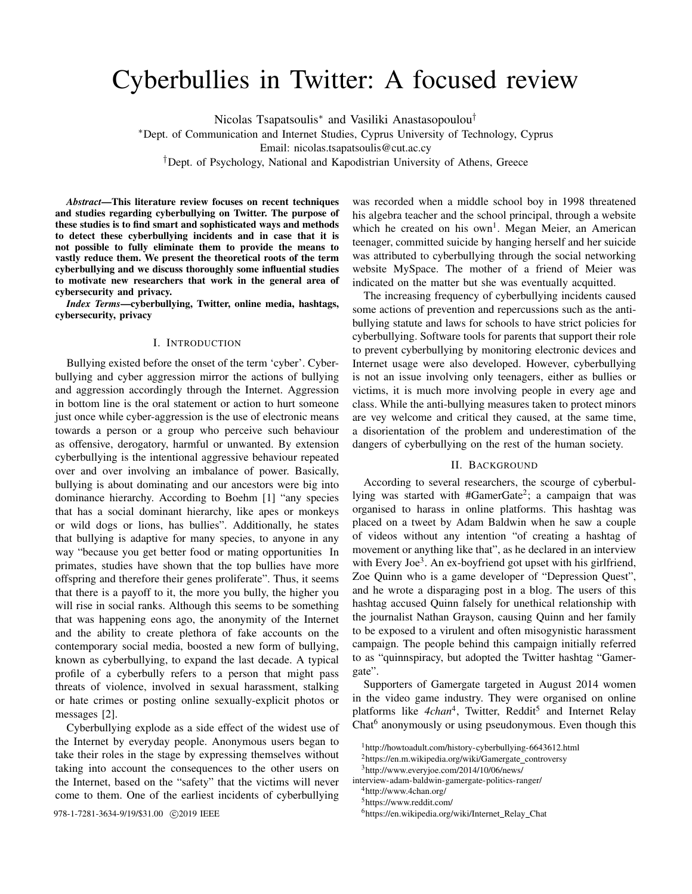# Cyberbullies in Twitter: A focused review

Nicolas Tsapatsoulis* and Vasiliki Anastasopoulou†

*Dept. of Communication and Internet Studies, Cyprus University of Technology, Cyprus
Email: nicolas.tsapatsoulis@cut.ac.cy

†Dept. of Psychology, National and Kapodistrian University of Athens, Greece

***Abstract*—This literature review focuses on recent techniques and studies regarding cyberbullying on Twitter. The purpose of these studies is to find smart and sophisticated ways and methods to detect these cyberbullying incidents and in case that it is not possible to fully eliminate them to provide the means to vastly reduce them. We present the theoretical roots of the term cyberbullying and we discuss thoroughly some influential studies to motivate new researchers that work in the general area of cybersecurity and privacy.**

***Index Terms*—cyberbullying, Twitter, online media, hashtags, cybersecurity, privacy**

## I. Introduction

Bullying existed before the onset of the term 'cyber'. Cyberbullying and cyber aggression mirror the actions of bullying and aggression accordingly through the Internet. Aggression in bottom line is the oral statement or action to hurt someone just once while cyber-aggression is the use of electronic means towards a person or a group who perceive such behaviour as offensive, derogatory, harmful or unwanted. By extension cyberbullying is the intentional aggressive behaviour repeated over and over involving an imbalance of power. Basically, bullying is about dominating and our ancestors were big into dominance hierarchy. According to Boehm [1] "any species that has a social dominant hierarchy, like apes or monkeys or wild dogs or lions, has bullies". Additionally, he states that bullying is adaptive for many species, to anyone in any way "because you get better food or mating opportunities In primates, studies have shown that the top bullies have more offspring and therefore their genes proliferate". Thus, it seems that there is a payoff to it, the more you bully, the higher you will rise in social ranks. Although this seems to be something that was happening eons ago, the anonymity of the Internet and the ability to create plethora of fake accounts on the contemporary social media, boosted a new form of bullying, known as cyberbullying, to expand the last decade. A typical profile of a cyberbully refers to a person that might pass threats of violence, involved in sexual harassment, stalking or hate crimes or posting online sexually-explicit photos or messages [2].

Cyberbullying explode as a side effect of the widest use of the Internet by everyday people. Anonymous users began to take their roles in the stage by expressing themselves without taking into account the consequences to the other users on the Internet, based on the "safety" that the victims will never come to them. One of the earliest incidents of cyberbullying was recorded when a middle school boy in 1998 threatened his algebra teacher and the school principal, through a website which he created on his own[1]. Megan Meier, an American teenager, committed suicide by hanging herself and her suicide was attributed to cyberbullying through the social networking website MySpace. The mother of a friend of Meier was indicated on the matter but she was eventually acquitted.

The increasing frequency of cyberbullying incidents caused some actions of prevention and repercussions such as the anti-bullying statute and laws for schools to have strict policies for cyberbullying. Software tools for parents that support their role to prevent cyberbullying by monitoring electronic devices and Internet usage were also developed. However, cyberbullying is not an issue involving only teenagers, either as bullies or victims, it is much more involving people in every age and class. While the anti-bullying measures taken to protect minors are vey welcome and critical they caused, at the same time, a disorientation of the problem and underestimation of the dangers of cyberbullying on the rest of the human society.

## II. Background

According to several researchers, the scourge of cyberbullying was started with #GamerGate[2]; a campaign that was organised to harass in online platforms. This hashtag was placed on a tweet by Adam Baldwin when he saw a couple of videos without any intention "of creating a hashtag of movement or anything like that", as he declared in an interview with Every Joe[3]. An ex-boyfriend got upset with his girlfriend, Zoe Quinn who is a game developer of "Depression Quest", and he wrote a disparaging post in a blog. The users of this hashtag accused Quinn falsely for unethical relationship with the journalist Nathan Grayson, causing Quinn and her family to be exposed to a virulent and often misogynistic harassment campaign. The people behind this campaign initially referred to as "quinnspiracy, but adopted the Twitter hashtag "Gamergate".

Supporters of Gamergate targeted in August 2014 women in the video game industry. They were organised on online platforms like *4chan*[4], Twitter, Reddit[5] and Internet Relay Chat[6] anonymously or using pseudonymous. Even though this

[1] http://howtoadult.com/history-cyberbullying-6643612.html

[2] https://en.m.wikipedia.org/wiki/Gamergate_controversy

[3] http://www.everyjoe.com/2014/10/06/news/interview-adam-baldwin-gamergate-politics-ranger/

[4] http://www.4chan.org/

[5] https://www.reddit.com/

[6] https://en.wikipedia.org/wiki/Internet_Relay_Chat

978-1-7281-3634-9/19/$31.00 ©2019 IEEE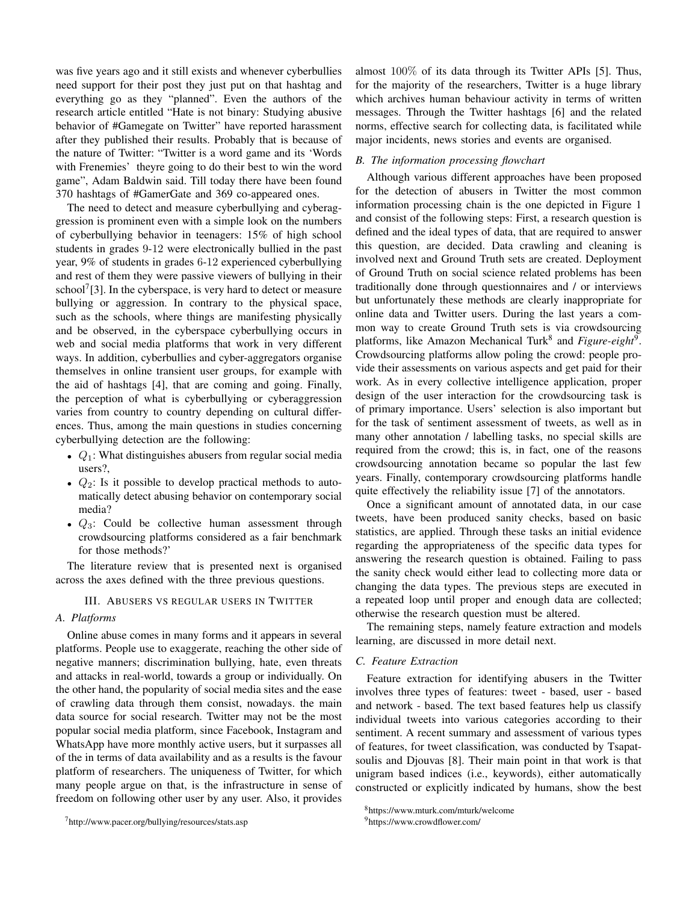was five years ago and it still exists and whenever cyberbullies need support for their post they just put on that hashtag and everything go as they "planned". Even the authors of the research article entitled "Hate is not binary: Studying abusive behavior of #Gamegate on Twitter" have reported harassment after they published their results. Probably that is because of the nature of Twitter: "Twitter is a word game and its 'Words with Frenemies' theyre going to do their best to win the word game", Adam Baldwin said. Till today there have been found 370 hashtags of #GamerGate and 369 co-appeared ones.

The need to detect and measure cyberbullying and cyberaggression is prominent even with a simple look on the numbers of cyberbullying behavior in teenagers: 15% of high school students in grades 9-12 were electronically bullied in the past year, 9% of students in grades 6-12 experienced cyberbullying and rest of them they were passive viewers of bullying in their school[7][3]. In the cyberspace, is very hard to detect or measure bullying or aggression. In contrary to the physical space, such as the schools, where things are manifesting physically and be observed, in the cyberspace cyberbullying occurs in web and social media platforms that work in very different ways. In addition, cyberbullies and cyber-aggregators organise themselves in online transient user groups, for example with the aid of hashtags [4], that are coming and going. Finally, the perception of what is cyberbullying or cyberaggression varies from country to country depending on cultural differences. Thus, among the main questions in studies concerning cyberbullying detection are the following:

- $Q_1$: What distinguishes abusers from regular social media users?,
- $Q_2$: Is it possible to develop practical methods to automatically detect abusing behavior on contemporary social media?
- $Q_3$: Could be collective human assessment through crowdsourcing platforms considered as a fair benchmark for those methods?'

The literature review that is presented next is organised across the axes defined with the three previous questions.

## III. Abusers vs regular users in Twitter

### A. Platforms

Online abuse comes in many forms and it appears in several platforms. People use to exaggerate, reaching the other side of negative manners; discrimination bullying, hate, even threats and attacks in real-world, towards a group or individually. On the other hand, the popularity of social media sites and the ease of crawling data through them consist, nowadays. the main data source for social research. Twitter may not be the most popular social media platform, since Facebook, Instagram and WhatsApp have more monthly active users, but it surpasses all of the in terms of data availability and as a results is the favour platform of researchers. The uniqueness of Twitter, for which many people argue on that, is the infrastructure in sense of freedom on following other user by any user. Also, it provides almost $100\%$ of its data through its Twitter APIs [5]. Thus, for the majority of the researchers, Twitter is a huge library which archives human behaviour activity in terms of written messages. Through the Twitter hashtags [6] and the related norms, effective search for collecting data, is facilitated while major incidents, news stories and events are organised.

### B. The information processing flowchart

Although various different approaches have been proposed for the detection of abusers in Twitter the most common information processing chain is the one depicted in Figure 1 and consist of the following steps: First, a research question is defined and the ideal types of data, that are required to answer this question, are decided. Data crawling and cleaning is involved next and Ground Truth sets are created. Deployment of Ground Truth on social science related problems has been traditionally done through questionnaires and / or interviews but unfortunately these methods are clearly inappropriate for online data and Twitter users. During the last years a common way to create Ground Truth sets is via crowdsourcing platforms, like Amazon Mechanical Turk[8] and *Figure-eight*[9]. Crowdsourcing platforms allow poling the crowd: people provide their assessments on various aspects and get paid for their work. As in every collective intelligence application, proper design of the user interaction for the crowdsourcing task is of primary importance. Users' selection is also important but for the task of sentiment assessment of tweets, as well as in many other annotation / labelling tasks, no special skills are required from the crowd; this is, in fact, one of the reasons crowdsourcing annotation became so popular the last few years. Finally, contemporary crowdsourcing platforms handle quite effectively the reliability issue [7] of the annotators.

Once a significant amount of annotated data, in our case tweets, have been produced sanity checks, based on basic statistics, are applied. Through these tasks an initial evidence regarding the appropriateness of the specific data types for answering the research question is obtained. Failing to pass the sanity check would either lead to collecting more data or changing the data types. The previous steps are executed in a repeated loop until proper and enough data are collected; otherwise the research question must be altered.

The remaining steps, namely feature extraction and models learning, are discussed in more detail next.

### C. Feature Extraction

Feature extraction for identifying abusers in the Twitter involves three types of features: tweet - based, user - based and network - based. The text based features help us classify individual tweets into various categories according to their sentiment. A recent summary and assessment of various types of features, for tweet classification, was conducted by Tsapatsoulis and Djouvas [8]. Their main point in that work is that unigram based indices (i.e., keywords), either automatically constructed or explicitly indicated by humans, show the best

[7] http://www.pacer.org/bullying/resources/stats.asp

[8] https://www.mturk.com/mturk/welcome

[9] https://www.crowdflower.com/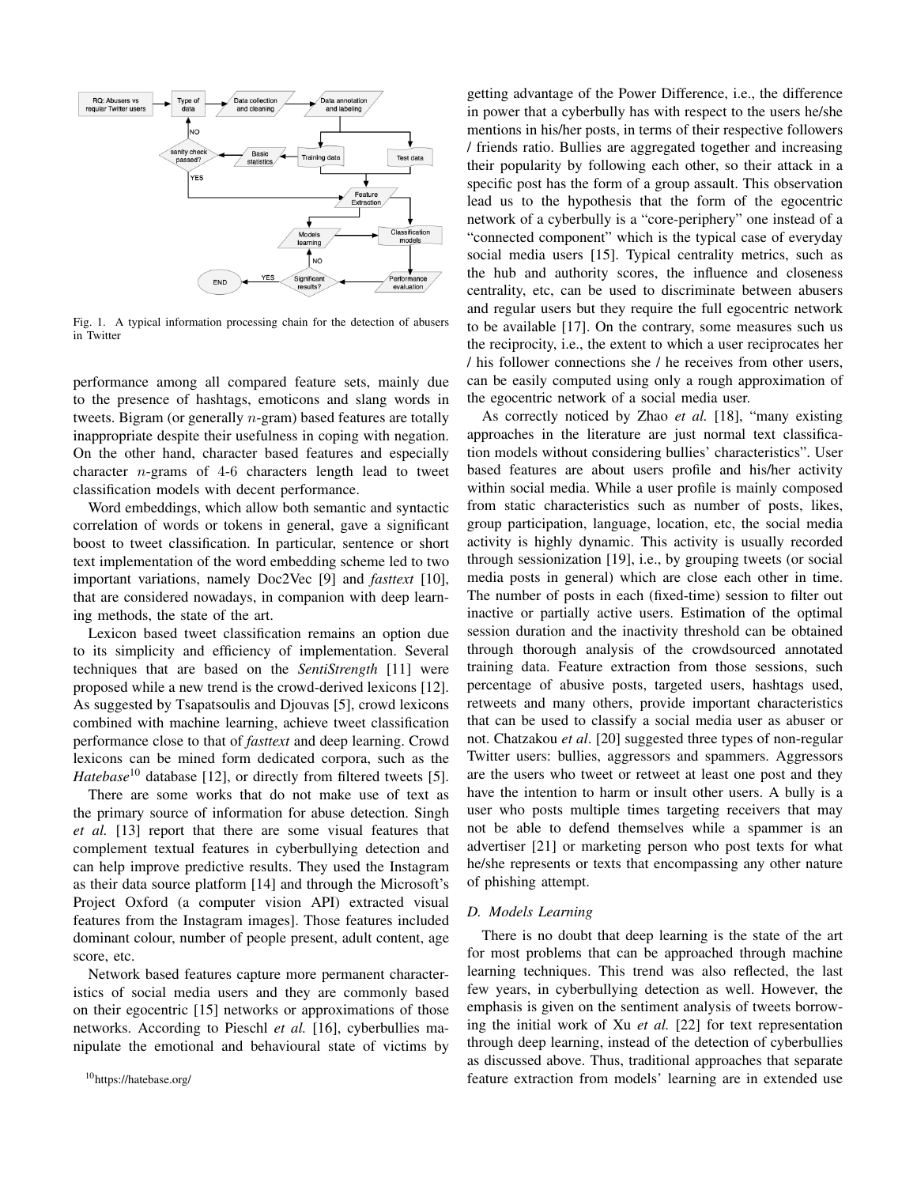RQ: Abusers vs regular Twitter users

Type of data

Data collection and cleaning

Data annotation and labeling

NO

sanity check passed?

Basic statistics

Training data

Test data

YES

Feature Extraction

Models learning

Classification models

NO

END

YES

Significant results?

Performance evaluation

Fig. 1. A typical information processing chain for the detection of abusers in Twitter

performance among all compared feature sets, mainly due to the presence of hashtags, emoticons and slang words in tweets. Bigram (or generally $n$-gram) based features are totally inappropriate despite their usefulness in coping with negation. On the other hand, character based features and especially character $n$-grams of 4-6 characters length lead to tweet classification models with decent performance.

Word embeddings, which allow both semantic and syntactic correlation of words or tokens in general, gave a significant boost to tweet classification. In particular, sentence or short text implementation of the word embedding scheme led to two important variations, namely Doc2Vec [9] and *fasttext* [10], that are considered nowadays, in companion with deep learning methods, the state of the art.

Lexicon based tweet classification remains an option due to its simplicity and efficiency of implementation. Several techniques that are based on the *SentiStrength* [11] were proposed while a new trend is the crowd-derived lexicons [12]. As suggested by Tsapatsoulis and Djouvas [5], crowd lexicons combined with machine learning, achieve tweet classification performance close to that of *fasttext* and deep learning. Crowd lexicons can be mined form dedicated corpora, such as the *Hatebase*[10] database [12], or directly from filtered tweets [5].

There are some works that do not make use of text as the primary source of information for abuse detection. Singh *et al.* [13] report that there are some visual features that complement textual features in cyberbullying detection and can help improve predictive results. They used the Instagram as their data source platform [14] and through the Microsoft's Project Oxford (a computer vision API) extracted visual features from the Instagram images]. Those features included dominant colour, number of people present, adult content, age score, etc.

Network based features capture more permanent characteristics of social media users and they are commonly based on their egocentric [15] networks or approximations of those networks. According to Pieschl *et al.* [16], cyberbullies manipulate the emotional and behavioural state of victims by getting advantage of the Power Difference, i.e., the difference in power that a cyberbully has with respect to the users he/she mentions in his/her posts, in terms of their respective followers / friends ratio. Bullies are aggregated together and increasing their popularity by following each other, so their attack in a specific post has the form of a group assault. This observation lead us to the hypothesis that the form of the egocentric network of a cyberbully is a "core-periphery" one instead of a "connected component" which is the typical case of everyday social media users [15]. Typical centrality metrics, such as the hub and authority scores, the influence and closeness centrality, etc, can be used to discriminate between abusers and regular users but they require the full egocentric network to be available [17]. On the contrary, some measures such us the reciprocity, i.e., the extent to which a user reciprocates her / his follower connections she / he receives from other users, can be easily computed using only a rough approximation of the egocentric network of a social media user.

As correctly noticed by Zhao *et al.* [18], "many existing approaches in the literature are just normal text classification models without considering bullies' characteristics". User based features are about users profile and his/her activity within social media. While a user profile is mainly composed from static characteristics such as number of posts, likes, group participation, language, location, etc, the social media activity is highly dynamic. This activity is usually recorded through sessionization [19], i.e., by grouping tweets (or social media posts in general) which are close each other in time. The number of posts in each (fixed-time) session to filter out inactive or partially active users. Estimation of the optimal session duration and the inactivity threshold can be obtained through thorough analysis of the crowdsourced annotated training data. Feature extraction from those sessions, such percentage of abusive posts, targeted users, hashtags used, retweets and many others, provide important characteristics that can be used to classify a social media user as abuser or not. Chatzakou *et al*. [20] suggested three types of non-regular Twitter users: bullies, aggressors and spammers. Aggressors are the users who tweet or retweet at least one post and they have the intention to harm or insult other users. A bully is a user who posts multiple times targeting receivers that may not be able to defend themselves while a spammer is an advertiser [21] or marketing person who post texts for what he/she represents or texts that encompassing any other nature of phishing attempt.

### *D. Models Learning*

There is no doubt that deep learning is the state of the art for most problems that can be approached through machine learning techniques. This trend was also reflected, the last few years, in cyberbullying detection as well. However, the emphasis is given on the sentiment analysis of tweets borrowing the initial work of Xu *et al.* [22] for text representation through deep learning, instead of the detection of cyberbullies as discussed above. Thus, traditional approaches that separate feature extraction from models' learning are in extended use

[10]https://hatebase.org/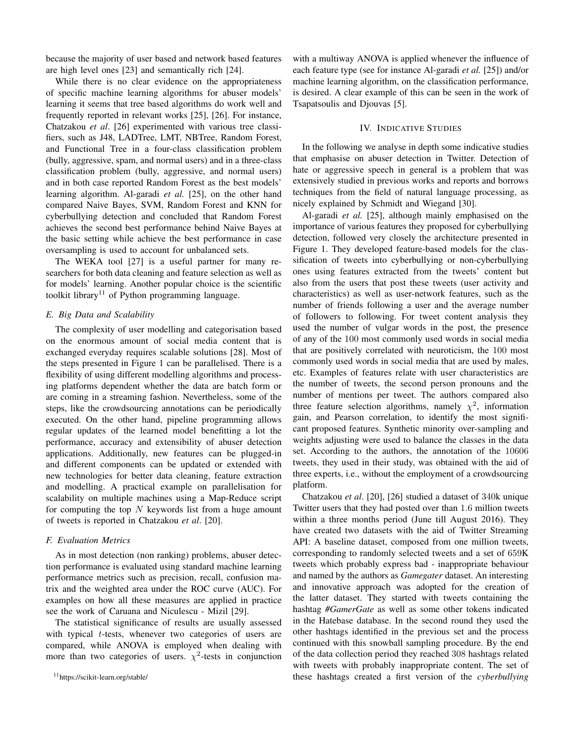because the majority of user based and network based features are high level ones [23] and semantically rich [24].

While there is no clear evidence on the appropriateness of specific machine learning algorithms for abuser models' learning it seems that tree based algorithms do work well and frequently reported in relevant works [25], [26]. For instance, Chatzakou *et al*. [26] experimented with various tree classifiers, such as J48, LADTree, LMT, NBTree, Random Forest, and Functional Tree in a four-class classification problem (bully, aggressive, spam, and normal users) and in a three-class classification problem (bully, aggressive, and normal users) and in both case reported Random Forest as the best models' learning algorithm. Al-garadi *et al.* [25], on the other hand compared Naive Bayes, SVM, Random Forest and KNN for cyberbullying detection and concluded that Random Forest achieves the second best performance behind Naive Bayes at the basic setting while achieve the best performance in case oversampling is used to account for unbalanced sets.

The WEKA tool [27] is a useful partner for many researchers for both data cleaning and feature selection as well as for models' learning. Another popular choice is the scientific toolkit library[11] of Python programming language.

### E. Big Data and Scalability

The complexity of user modelling and categorisation based on the enormous amount of social media content that is exchanged everyday requires scalable solutions [28]. Most of the steps presented in Figure 1 can be parallelised. There is a flexibility of using different modelling algorithms and processing platforms dependent whether the data are batch form or are coming in a streaming fashion. Nevertheless, some of the steps, like the crowdsourcing annotations can be periodically executed. On the other hand, pipeline programming allows regular updates of the learned model benefitting a lot the performance, accuracy and extensibility of abuser detection applications. Additionally, new features can be plugged-in and different components can be updated or extended with new technologies for better data cleaning, feature extraction and modelling. A practical example on parallelisation for scalability on multiple machines using a Map-Reduce script for computing the top $N$ keywords list from a huge amount of tweets is reported in Chatzakou *et al*. [20].

### F. Evaluation Metrics

As in most detection (non ranking) problems, abuser detection performance is evaluated using standard machine learning performance metrics such as precision, recall, confusion matrix and the weighted area under the ROC curve (AUC). For examples on how all these measures are applied in practice see the work of Caruana and Niculescu - Mizil [29].

The statistical significance of results are usually assessed with typical $t$-tests, whenever two categories of users are compared, while ANOVA is employed when dealing with more than two categories of users. $\chi^2$-tests in conjunction with a multiway ANOVA is applied whenever the influence of each feature type (see for instance Al-garadi *et al.* [25]) and/or machine learning algorithm, on the classification performance, is desired. A clear example of this can be seen in the work of Tsapatsoulis and Djouvas [5].

[11] https://scikit-learn.org/stable/

## IV. Indicative Studies

In the following we analyse in depth some indicative studies that emphasise on abuser detection in Twitter. Detection of hate or aggressive speech in general is a problem that was extensively studied in previous works and reports and borrows techniques from the field of natural language processing, as nicely explained by Schmidt and Wiegand [30].

Al-garadi *et al.* [25], although mainly emphasised on the importance of various features they proposed for cyberbullying detection, followed very closely the architecture presented in Figure 1. They developed feature-based models for the classification of tweets into cyberbullying or non-cyberbullying ones using features extracted from the tweets' content but also from the users that post these tweets (user activity and characteristics) as well as user-network features, such as the number of friends following a user and the average number of followers to following. For tweet content analysis they used the number of vulgar words in the post, the presence of any of the 100 most commonly used words in social media that are positively correlated with neuroticism, the 100 most commonly used words in social media that are used by males, etc. Examples of features relate with user characteristics are the number of tweets, the second person pronouns and the number of mentions per tweet. The authors compared also three feature selection algorithms, namely $\chi^2$, information gain, and Pearson correlation, to identify the most significant proposed features. Synthetic minority over-sampling and weights adjusting were used to balance the classes in the data set. According to the authors, the annotation of the 10606 tweets, they used in their study, was obtained with the aid of three experts, i.e., without the employment of a crowdsourcing platform.

Chatzakou *et al*. [20], [26] studied a dataset of 340k unique Twitter users that they had posted over than 1.6 million tweets within a three months period (June till August 2016). They have created two datasets with the aid of Twitter Streaming API: A baseline dataset, composed from one million tweets, corresponding to randomly selected tweets and a set of 659K tweets which probably express bad - inappropriate behaviour and named by the authors as *Gamegater* dataset. An interesting and innovative approach was adopted for the creation of the latter dataset. They started with tweets containing the hashtag *#GamerGate* as well as some other tokens indicated in the Hatebase database. In the second round they used the other hashtags identified in the previous set and the process continued with this snowball sampling procedure. By the end of the data collection period they reached 308 hashtags related with tweets with probably inappropriate content. The set of these hashtags created a first version of the *cyberbullying*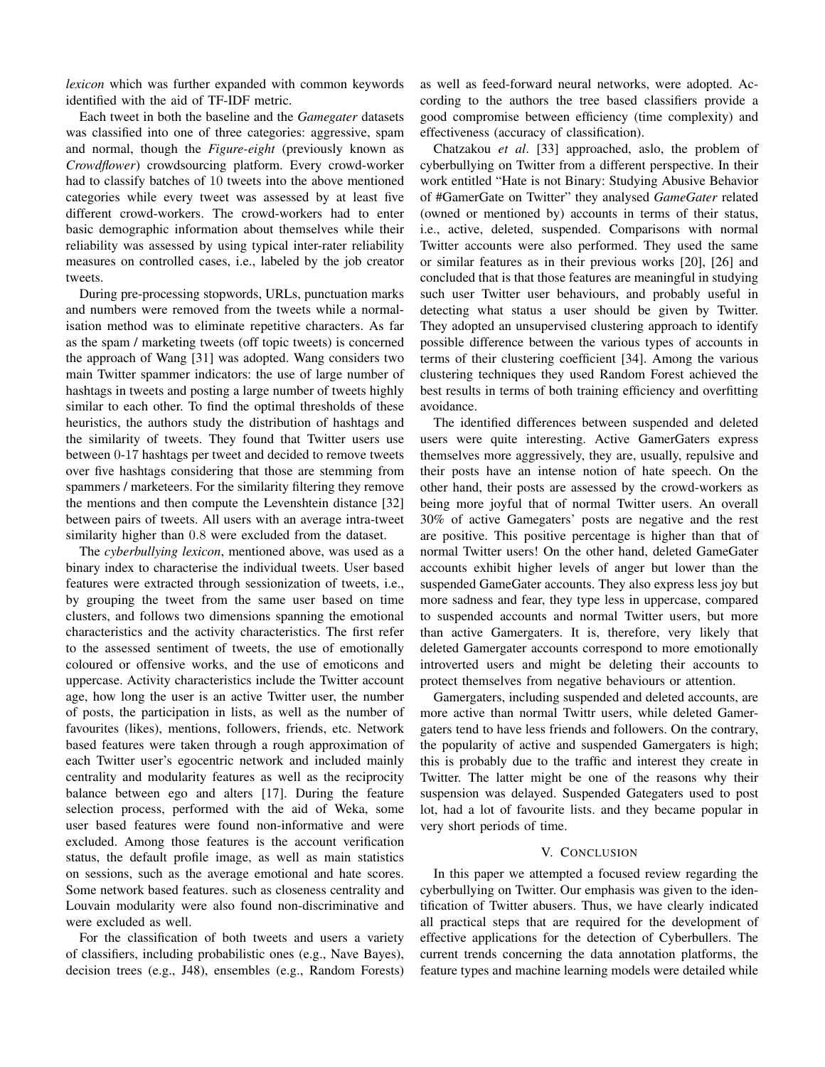*lexicon* which was further expanded with common keywords identified with the aid of TF-IDF metric.

Each tweet in both the baseline and the *Gamegater* datasets was classified into one of three categories: aggressive, spam and normal, though the *Figure-eight* (previously known as *Crowdflower*) crowdsourcing platform. Every crowd-worker had to classify batches of 10 tweets into the above mentioned categories while every tweet was assessed by at least five different crowd-workers. The crowd-workers had to enter basic demographic information about themselves while their reliability was assessed by using typical inter-rater reliability measures on controlled cases, i.e., labeled by the job creator tweets.

During pre-processing stopwords, URLs, punctuation marks and numbers were removed from the tweets while a normalisation method was to eliminate repetitive characters. As far as the spam / marketing tweets (off topic tweets) is concerned the approach of Wang [31] was adopted. Wang considers two main Twitter spammer indicators: the use of large number of hashtags in tweets and posting a large number of tweets highly similar to each other. To find the optimal thresholds of these heuristics, the authors study the distribution of hashtags and the similarity of tweets. They found that Twitter users use between 0-17 hashtags per tweet and decided to remove tweets over five hashtags considering that those are stemming from spammers / marketeers. For the similarity filtering they remove the mentions and then compute the Levenshtein distance [32] between pairs of tweets. All users with an average intra-tweet similarity higher than 0.8 were excluded from the dataset.

The *cyberbullying lexicon*, mentioned above, was used as a binary index to characterise the individual tweets. User based features were extracted through sessionization of tweets, i.e., by grouping the tweet from the same user based on time clusters, and follows two dimensions spanning the emotional characteristics and the activity characteristics. The first refer to the assessed sentiment of tweets, the use of emotionally coloured or offensive works, and the use of emoticons and uppercase. Activity characteristics include the Twitter account age, how long the user is an active Twitter user, the number of posts, the participation in lists, as well as the number of favourites (likes), mentions, followers, friends, etc. Network based features were taken through a rough approximation of each Twitter user's egocentric network and included mainly centrality and modularity features as well as the reciprocity balance between ego and alters [17]. During the feature selection process, performed with the aid of Weka, some user based features were found non-informative and were excluded. Among those features is the account verification status, the default profile image, as well as main statistics on sessions, such as the average emotional and hate scores. Some network based features. such as closeness centrality and Louvain modularity were also found non-discriminative and were excluded as well.

For the classification of both tweets and users a variety of classifiers, including probabilistic ones (e.g., Nave Bayes), decision trees (e.g., J48), ensembles (e.g., Random Forests) as well as feed-forward neural networks, were adopted. According to the authors the tree based classifiers provide a good compromise between efficiency (time complexity) and effectiveness (accuracy of classification).

Chatzakou *et al*. [33] approached, aslo, the problem of cyberbullying on Twitter from a different perspective. In their work entitled "Hate is not Binary: Studying Abusive Behavior of #GamerGate on Twitter" they analysed *GameGater* related (owned or mentioned by) accounts in terms of their status, i.e., active, deleted, suspended. Comparisons with normal Twitter accounts were also performed. They used the same or similar features as in their previous works [20], [26] and concluded that is that those features are meaningful in studying such user Twitter user behaviours, and probably useful in detecting what status a user should be given by Twitter. They adopted an unsupervised clustering approach to identify possible difference between the various types of accounts in terms of their clustering coefficient [34]. Among the various clustering techniques they used Random Forest achieved the best results in terms of both training efficiency and overfitting avoidance.

The identified differences between suspended and deleted users were quite interesting. Active GamerGaters express themselves more aggressively, they are, usually, repulsive and their posts have an intense notion of hate speech. On the other hand, their posts are assessed by the crowd-workers as being more joyful that of normal Twitter users. An overall 30% of active Gamegaters' posts are negative and the rest are positive. This positive percentage is higher than that of normal Twitter users! On the other hand, deleted GameGater accounts exhibit higher levels of anger but lower than the suspended GameGater accounts. They also express less joy but more sadness and fear, they type less in uppercase, compared to suspended accounts and normal Twitter users, but more than active Gamergaters. It is, therefore, very likely that deleted Gamergater accounts correspond to more emotionally introverted users and might be deleting their accounts to protect themselves from negative behaviours or attention.

Gamergaters, including suspended and deleted accounts, are more active than normal Twittr users, while deleted Gamergaters tend to have less friends and followers. On the contrary, the popularity of active and suspended Gamergaters is high; this is probably due to the traffic and interest they create in Twitter. The latter might be one of the reasons why their suspension was delayed. Suspended Gategaters used to post lot, had a lot of favourite lists. and they became popular in very short periods of time.

## V. Conclusion

In this paper we attempted a focused review regarding the cyberbullying on Twitter. Our emphasis was given to the identification of Twitter abusers. Thus, we have clearly indicated all practical steps that are required for the development of effective applications for the detection of Cyberbullers. The current trends concerning the data annotation platforms, the feature types and machine learning models were detailed while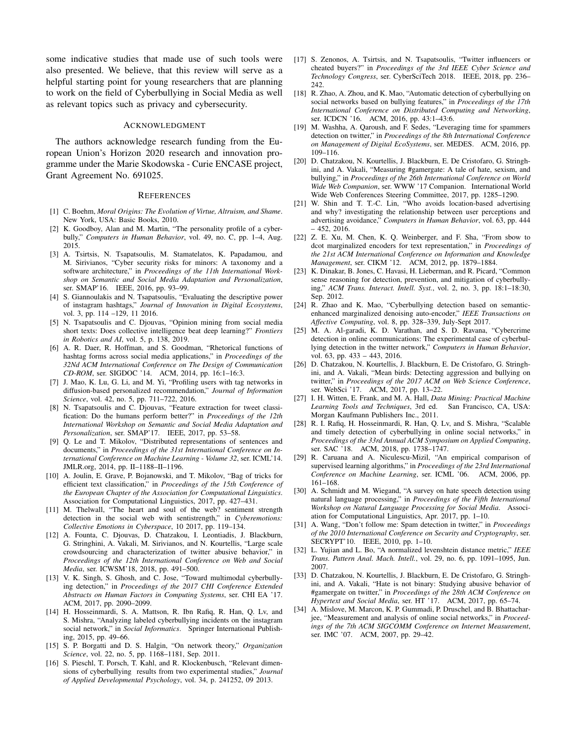some indicative studies that made use of such tools were also presented. We believe, that this review will serve as a helpful starting point for young researchers that are planning to work on the field of Cyberbullying in Social Media as well as relevant topics such as privacy and cybersecurity.

## Acknowledgment

The authors acknowledge research funding from the European Union's Horizon 2020 research and innovation programme under the Marie Skodowska - Curie ENCASE project, Grant Agreement No. 691025.

## References

[1] C. Boehm, *Moral Origins: The Evolution of Virtue, Altruism, and Shame*. New York, USA: Basic Books, 2010.

[2] K. Goodboy, Alan and M. Martin, "The personality profile of a cyberbully," *Computers in Human Behavior*, vol. 49, no. C, pp. 1–4, Aug. 2015.

[3] A. Tsirtsis, N. Tsapatsoulis, M. Stamatelatos, K. Papadamou, and M. Sirivianos, "Cyber security risks for minors: A taxonomy and a software architecture," in *Proceedings of the 11th International Workshop on Semantic and Social Media Adaptation and Personalization*, ser. SMAP'16. IEEE, 2016, pp. 93–99.

[4] S. Giannoulakis and N. Tsapatsoulis, "Evaluating the descriptive power of instagram hashtags," *Journal of Innovation in Digital Ecosystems*, vol. 3, pp. 114 –129, 11 2016.

[5] N. Tsapatsoulis and C. Djouvas, "Opinion mining from social media short texts: Does collective intelligence beat deep learning?" *Frontiers in Robotics and AI*, vol. 5, p. 138, 2019.

[6] A. R. Daer, R. Hoffman, and S. Goodman, "Rhetorical functions of hashtag forms across social media applications," in *Proceedings of the 32Nd ACM International Conference on The Design of Communication CD-ROM*, ser. SIGDOC '14. ACM, 2014, pp. 16:1–16:3.

[7] J. Mao, K. Lu, G. Li, and M. Yi, "Profiling users with tag networks in diffusion-based personalized recommendation," *Journal of Information Science*, vol. 42, no. 5, pp. 711–722, 2016.

[8] N. Tsapatsoulis and C. Djouvas, "Feature extraction for tweet classification: Do the humans perform better?" in *Proceedings of the 12th International Workshop on Semantic and Social Media Adaptation and Personalization*, ser. SMAP'17. IEEE, 2017, pp. 53–58.

[9] Q. Le and T. Mikolov, "Distributed representations of sentences and documents," in *Proceedings of the 31st International Conference on International Conference on Machine Learning - Volume 32*, ser. ICML'14. JMLR.org, 2014, pp. II–1188–II–1196.

[10] A. Joulin, E. Grave, P. Bojanowski, and T. Mikolov, "Bag of tricks for efficient text classification," in *Proceedings of the 15th Conference of the European Chapter of the Association for Computational Linguistics*. Association for Computational Linguistics, 2017, pp. 427–431.

[11] M. Thelwall, "The heart and soul of the web? sentiment strength detection in the social web with sentistrength," in *Cyberemotions: Collective Emotions in Cyberspace*, 10 2017, pp. 119–134.

[12] A. Founta, C. Djouvas, D. Chatzakou, I. Leontiadis, J. Blackburn, G. Stringhini, A. Vakali, M. Sirivianos, and N. Kourtellis, "Large scale crowdsourcing and characterization of twitter abusive behavior," in *Proceedings of the 12th International Conference on Web and Social Media*, ser. ICWSM'18, 2018, pp. 491–500.

[13] V. K. Singh, S. Ghosh, and C. Jose, "Toward multimodal cyberbullying detection," in *Proceedings of the 2017 CHI Conference Extended Abstracts on Human Factors in Computing Systems*, ser. CHI EA '17. ACM, 2017, pp. 2090–2099.

[14] H. Hosseinmardi, S. A. Mattson, R. Ibn Rafiq, R. Han, Q. Lv, and S. Mishra, "Analyzing labeled cyberbullying incidents on the instagram social network," in *Social Informatics*. Springer International Publishing, 2015, pp. 49–66.

[15] S. P. Borgatti and D. S. Halgin, "On network theory," *Organization Science*, vol. 22, no. 5, pp. 1168–1181, Sep. 2011.

[16] S. Pieschl, T. Porsch, T. Kahl, and R. Klockenbusch, "Relevant dimensions of cyberbullying results from two experimental studies," *Journal of Applied Developmental Psychology*, vol. 34, p. 241252, 09 2013.

[17] S. Zenonos, A. Tsirtsis, and N. Tsapatsoulis, "Twitter influencers or cheated buyers?" in *Proceedings of the 3rd IEEE Cyber Science and Technology Congress*, ser. CyberSciTech 2018. IEEE, 2018, pp. 236–242.

[18] R. Zhao, A. Zhou, and K. Mao, "Automatic detection of cyberbullying on social networks based on bullying features," in *Proceedings of the 17th International Conference on Distributed Computing and Networking*, ser. ICDCN '16. ACM, 2016, pp. 43:1–43:6.

[19] M. Washha, A. Qaroush, and F. Sedes, "Leveraging time for spammers detection on twitter," in *Proceedings of the 8th International Conference on Management of Digital EcoSystems*, ser. MEDES. ACM, 2016, pp. 109–116.

[20] D. Chatzakou, N. Kourtellis, J. Blackburn, E. De Cristofaro, G. Stringhini, and A. Vakali, "Measuring #gamergate: A tale of hate, sexism, and bullying," in *Proceedings of the 26th International Conference on World Wide Web Companion*, ser. WWW '17 Companion. International World Wide Web Conferences Steering Committee, 2017, pp. 1285–1290.

[21] W. Shin and T. T.-C. Lin, "Who avoids location-based advertising and why? investigating the relationship between user perceptions and advertising avoidance," *Computers in Human Behavior*, vol. 63, pp. 444 – 452, 2016.

[22] Z. E. Xu, M. Chen, K. Q. Weinberger, and F. Sha, "From sbow to dcot marginalized encoders for text representation," in *Proceedings of the 21st ACM International Conference on Information and Knowledge Management*, ser. CIKM '12. ACM, 2012, pp. 1879–1884.

[23] K. Dinakar, B. Jones, C. Havasi, H. Lieberman, and R. Picard, "Common sense reasoning for detection, prevention, and mitigation of cyberbullying," *ACM Trans. Interact. Intell. Syst.*, vol. 2, no. 3, pp. 18:1–18:30, Sep. 2012.

[24] R. Zhao and K. Mao, "Cyberbullying detection based on semantic-enhanced marginalized denoising auto-encoder," *IEEE Transactions on Affective Computing*, vol. 8, pp. 328–339, July-Sept 2017.

[25] M. A. Al-garadi, K. D. Varathan, and S. D. Ravana, "Cybercrime detection in online communications: The experimental case of cyberbullying detection in the twitter network," *Computers in Human Behavior*, vol. 63, pp. 433 – 443, 2016.

[26] D. Chatzakou, N. Kourtellis, J. Blackburn, E. De Cristofaro, G. Stringhini, and A. Vakali, "Mean birds: Detecting aggression and bullying on twitter," in *Proceedings of the 2017 ACM on Web Science Conference*, ser. WebSci '17. ACM, 2017, pp. 13–22.

[27] I. H. Witten, E. Frank, and M. A. Hall, *Data Mining: Practical Machine Learning Tools and Techniques*, 3rd ed. San Francisco, CA, USA: Morgan Kaufmann Publishers Inc., 2011.

[28] R. I. Rafiq, H. Hosseinmardi, R. Han, Q. Lv, and S. Mishra, "Scalable and timely detection of cyberbullying in online social networks," in *Proceedings of the 33rd Annual ACM Symposium on Applied Computing*, ser. SAC '18. ACM, 2018, pp. 1738–1747.

[29] R. Caruana and A. Niculescu-Mizil, "An empirical comparison of supervised learning algorithms," in *Proceedings of the 23rd International Conference on Machine Learning*, ser. ICML '06. ACM, 2006, pp. 161–168.

[30] A. Schmidt and M. Wiegand, "A survey on hate speech detection using natural language processing," in *Proceedings of the Fifth International Workshop on Natural Language Processing for Social Media*. Association for Computational Linguistics, Apr. 2017, pp. 1–10.

[31] A. Wang, "Don't follow me: Spam detection in twitter," in *Proceedings of the 2010 International Conference on Security and Cryptography*, ser. SECRYPT'10. IEEE, 2010, pp. 1–10.

[32] L. Yujian and L. Bo, "A normalized levenshtein distance metric," *IEEE Trans. Pattern Anal. Mach. Intell.*, vol. 29, no. 6, pp. 1091–1095, Jun. 2007.

[33] D. Chatzakou, N. Kourtellis, J. Blackburn, E. De Cristofaro, G. Stringhini, and A. Vakali, "Hate is not binary: Studying abusive behavior of #gamergate on twitter," in *Proceedings of the 28th ACM Conference on Hypertext and Social Media*, ser. HT '17. ACM, 2017, pp. 65–74.

[34] A. Mislove, M. Marcon, K. P. Gummadi, P. Druschel, and B. Bhattacharjee, "Measurement and analysis of online social networks," in *Proceedings of the 7th ACM SIGCOMM Conference on Internet Measurement*, ser. IMC '07. ACM, 2007, pp. 29–42.